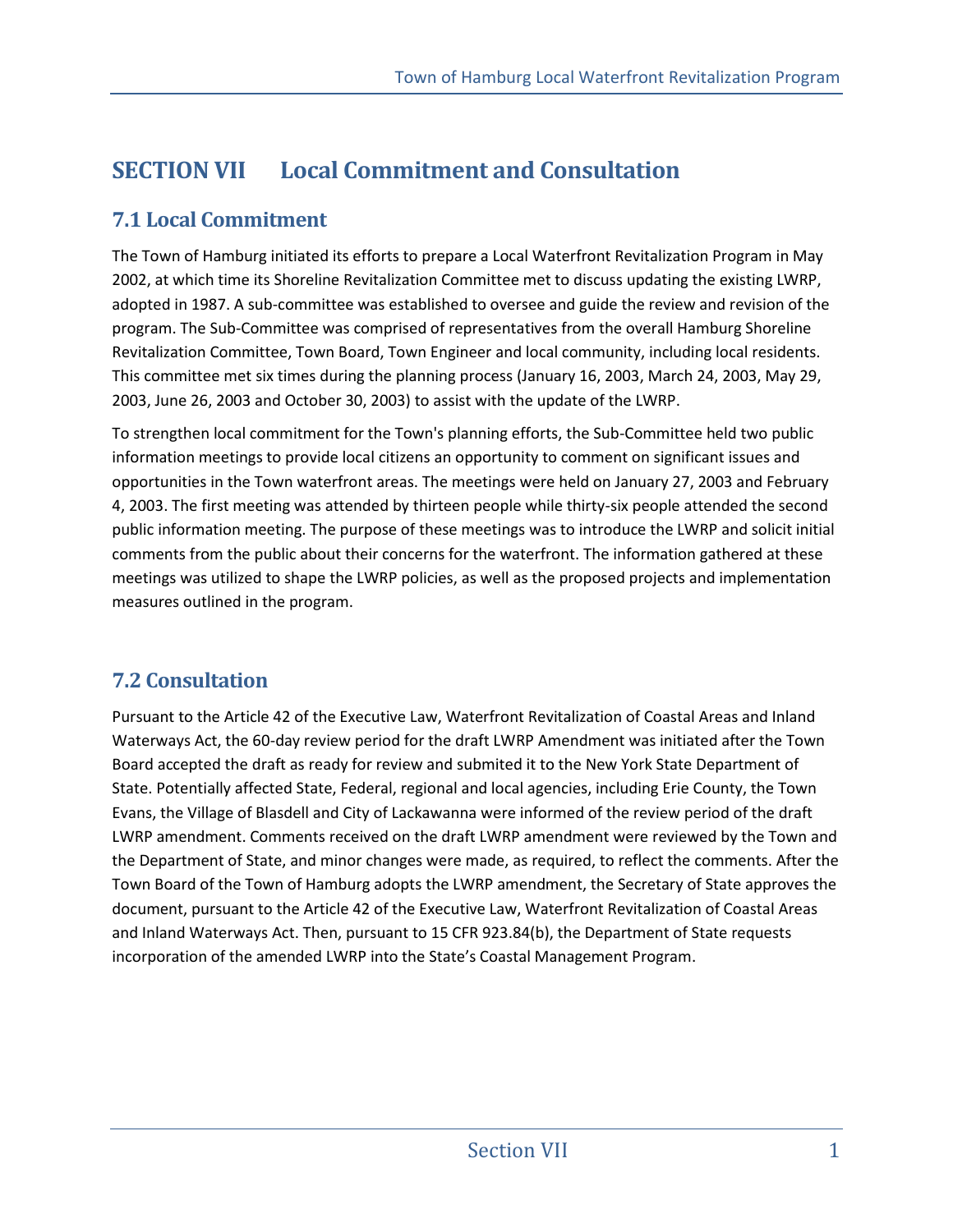# SECTION VII Local Commitment and Consultation

## 7.1 Local Commitment

The Town of Hamburg initiated its efforts to prepare a Local Waterfront Revitalization Program in May 2002, at which time its Shoreline Revitalization Committee met to discuss updating the existing LWRP, adopted in 1987. A sub-committee was established to oversee and guide the review and revision of the program. The Sub-Committee was comprised of representatives from the overall Hamburg Shoreline Revitalization Committee, Town Board, Town Engineer and local community, including local residents. This committee met six times during the planning process (January 16, 2003, March 24, 2003, May 29, 2003, June 26, 2003 and October 30, 2003) to assist with the update of the LWRP.

To strengthen local commitment for the Town's planning efforts, the Sub-Committee held two public information meetings to provide local citizens an opportunity to comment on significant issues and opportunities in the Town waterfront areas. The meetings were held on January 27, 2003 and February 4, 2003. The first meeting was attended by thirteen people while thirty-six people attended the second public information meeting. The purpose of these meetings was to introduce the LWRP and solicit initial comments from the public about their concerns for the waterfront. The information gathered at these meetings was utilized to shape the LWRP policies, as well as the proposed projects and implementation measures outlined in the program.

## 7.2 Consultation

Pursuant to the Article 42 of the Executive Law, Waterfront Revitalization of Coastal Areas and Inland Waterways Act, the 60-day review period for the draft LWRP Amendment was initiated after the Town Board accepted the draft as ready for review and submited it to the New York State Department of State. Potentially affected State, Federal, regional and local agencies, including Erie County, the Town Evans, the Village of Blasdell and City of Lackawanna were informed of the review period of the draft LWRP amendment. Comments received on the draft LWRP amendment were reviewed by the Town and the Department of State, and minor changes were made, as required, to reflect the comments. After the Town Board of the Town of Hamburg adopts the LWRP amendment, the Secretary of State approves the document, pursuant to the Article 42 of the Executive Law, Waterfront Revitalization of Coastal Areas and Inland Waterways Act. Then, pursuant to 15 CFR 923.84(b), the Department of State requests incorporation of the amended LWRP into the State's Coastal Management Program.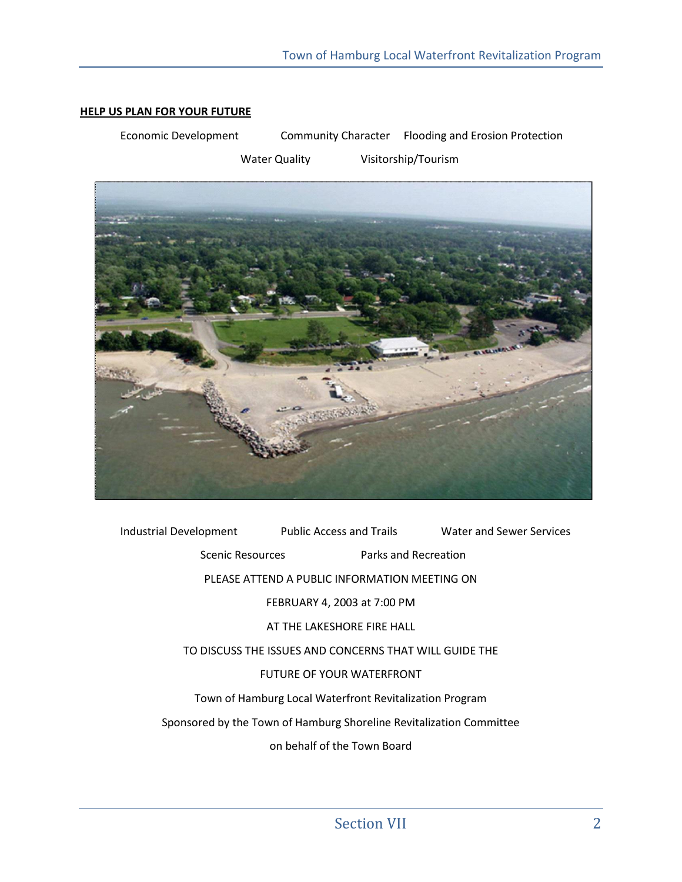**HELP US PLAN FOR YOUR FUTURE**

Economic Development Community Character Flooding and Erosion Protection

Water Quality Visitorship/Tourism

Industrial Development Public Access and Trails Water and Sewer Services

Scenic Resources Parks and Recreation

PLEASE ATTEND A PUBLIC INFORMATION MEETING ON

FEBRUARY 4, 2003 at 7:00 PM

AT THE LAKESHORE FIRE HALL

TO DISCUSS THE ISSUES AND CONCERNS THAT WILL GUIDE THE

FUTURE OF YOUR WATERFRONT

Town of Hamburg Local Waterfront Revitalization Program

Sponsored by the Town of Hamburg Shoreline Revitalization Committee

on behalf of the Town Board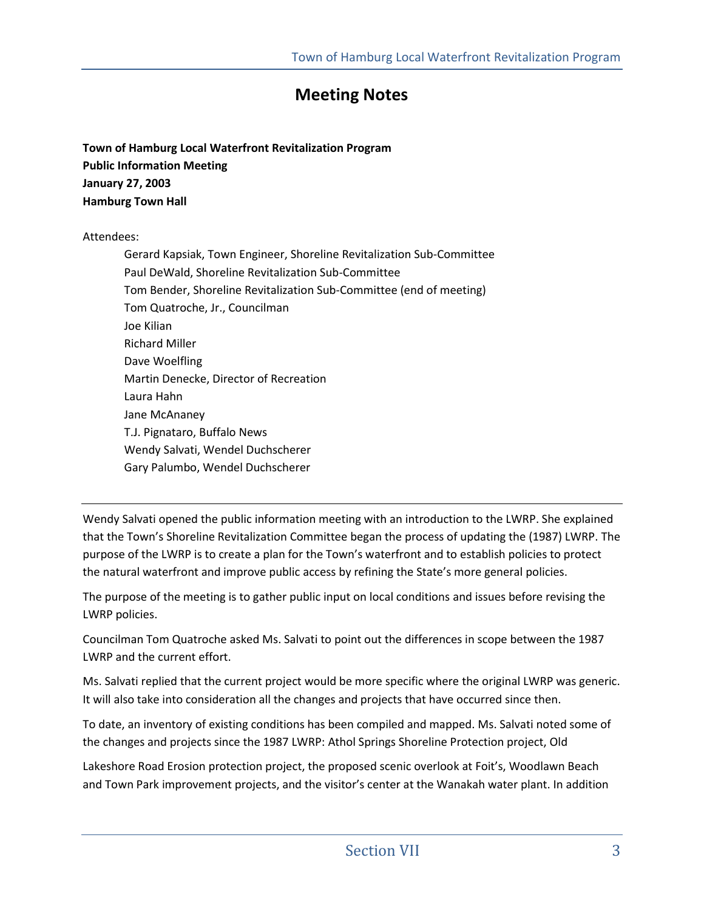# Meeting Notes

**Town of Hamburg Local Waterfront Revitalization Program**
**Public Information Meeting**
**January 27, 2003**
**Hamburg Town Hall**

Attendees:

- Gerard Kapsiak, Town Engineer, Shoreline Revitalization Sub-Committee
- Paul DeWald, Shoreline Revitalization Sub-Committee
- Tom Bender, Shoreline Revitalization Sub-Committee (end of meeting)
- Tom Quatroche, Jr., Councilman
- Joe Kilian
- Richard Miller
- Dave Woelfling
- Martin Denecke, Director of Recreation
- Laura Hahn
- Jane McAnaney
- T.J. Pignataro, Buffalo News
- Wendy Salvati, Wendel Duchscherer
- Gary Palumbo, Wendel Duchscherer

---

Wendy Salvati opened the public information meeting with an introduction to the LWRP. She explained that the Town's Shoreline Revitalization Committee began the process of updating the (1987) LWRP. The purpose of the LWRP is to create a plan for the Town's waterfront and to establish policies to protect the natural waterfront and improve public access by refining the State's more general policies.

The purpose of the meeting is to gather public input on local conditions and issues before revising the LWRP policies.

Councilman Tom Quatroche asked Ms. Salvati to point out the differences in scope between the 1987 LWRP and the current effort.

Ms. Salvati replied that the current project would be more specific where the original LWRP was generic. It will also take into consideration all the changes and projects that have occurred since then.

To date, an inventory of existing conditions has been compiled and mapped. Ms. Salvati noted some of the changes and projects since the 1987 LWRP: Athol Springs Shoreline Protection project, Old Lakeshore Road Erosion protection project, the proposed scenic overlook at Foit's, Woodlawn Beach and Town Park improvement projects, and the visitor's center at the Wanakah water plant. In addition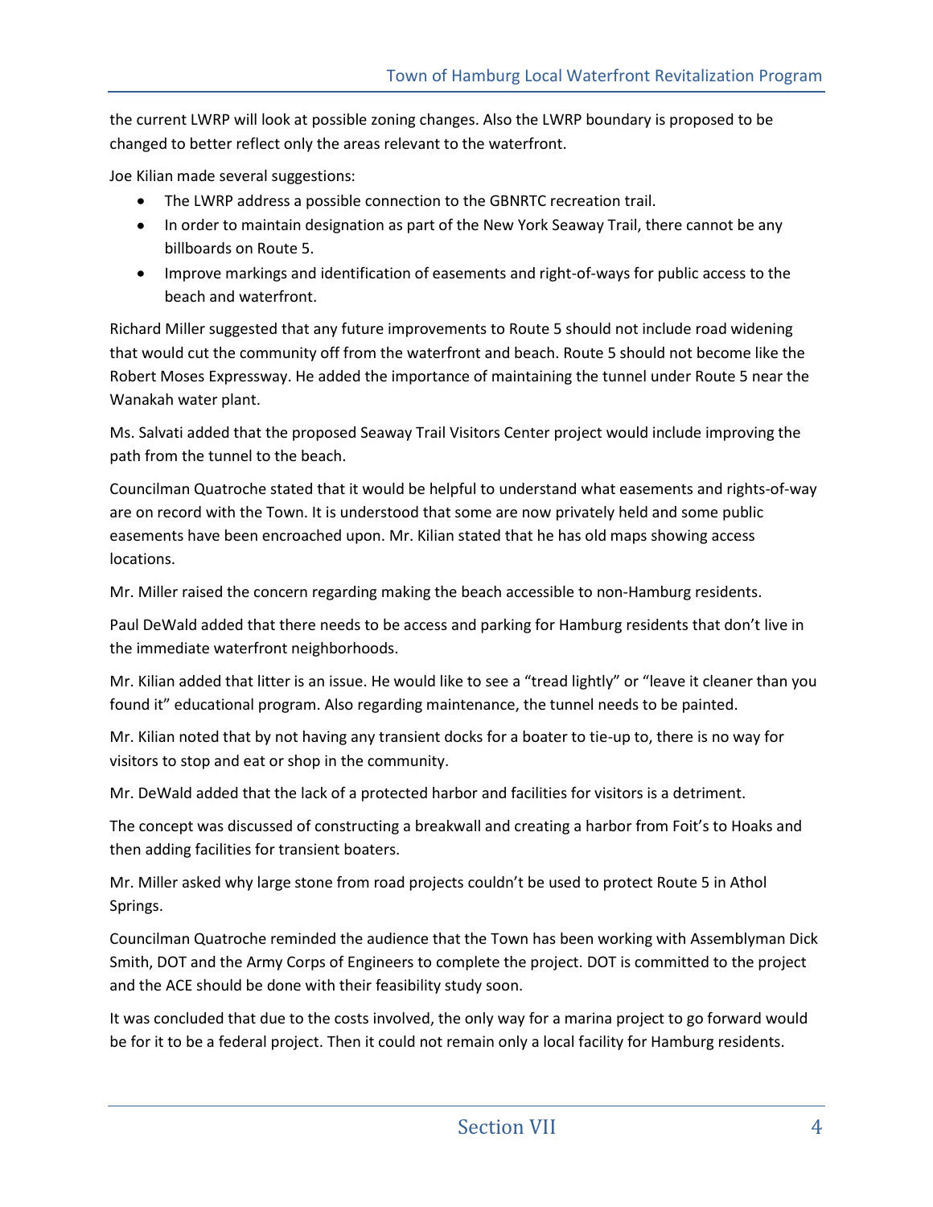the current LWRP will look at possible zoning changes. Also the LWRP boundary is proposed to be changed to better reflect only the areas relevant to the waterfront.

Joe Kilian made several suggestions:

- The LWRP address a possible connection to the GBNRTC recreation trail.
- In order to maintain designation as part of the New York Seaway Trail, there cannot be any billboards on Route 5.
- Improve markings and identification of easements and right-of-ways for public access to the beach and waterfront.

Richard Miller suggested that any future improvements to Route 5 should not include road widening that would cut the community off from the waterfront and beach. Route 5 should not become like the Robert Moses Expressway. He added the importance of maintaining the tunnel under Route 5 near the Wanakah water plant.

Ms. Salvati added that the proposed Seaway Trail Visitors Center project would include improving the path from the tunnel to the beach.

Councilman Quatroche stated that it would be helpful to understand what easements and rights-of-way are on record with the Town. It is understood that some are now privately held and some public easements have been encroached upon. Mr. Kilian stated that he has old maps showing access locations.

Mr. Miller raised the concern regarding making the beach accessible to non-Hamburg residents.

Paul DeWald added that there needs to be access and parking for Hamburg residents that don't live in the immediate waterfront neighborhoods.

Mr. Kilian added that litter is an issue. He would like to see a "tread lightly" or "leave it cleaner than you found it" educational program. Also regarding maintenance, the tunnel needs to be painted.

Mr. Kilian noted that by not having any transient docks for a boater to tie-up to, there is no way for visitors to stop and eat or shop in the community.

Mr. DeWald added that the lack of a protected harbor and facilities for visitors is a detriment.

The concept was discussed of constructing a breakwall and creating a harbor from Foit's to Hoaks and then adding facilities for transient boaters.

Mr. Miller asked why large stone from road projects couldn't be used to protect Route 5 in Athol Springs.

Councilman Quatroche reminded the audience that the Town has been working with Assemblyman Dick Smith, DOT and the Army Corps of Engineers to complete the project. DOT is committed to the project and the ACE should be done with their feasibility study soon.

It was concluded that due to the costs involved, the only way for a marina project to go forward would be for it to be a federal project. Then it could not remain only a local facility for Hamburg residents.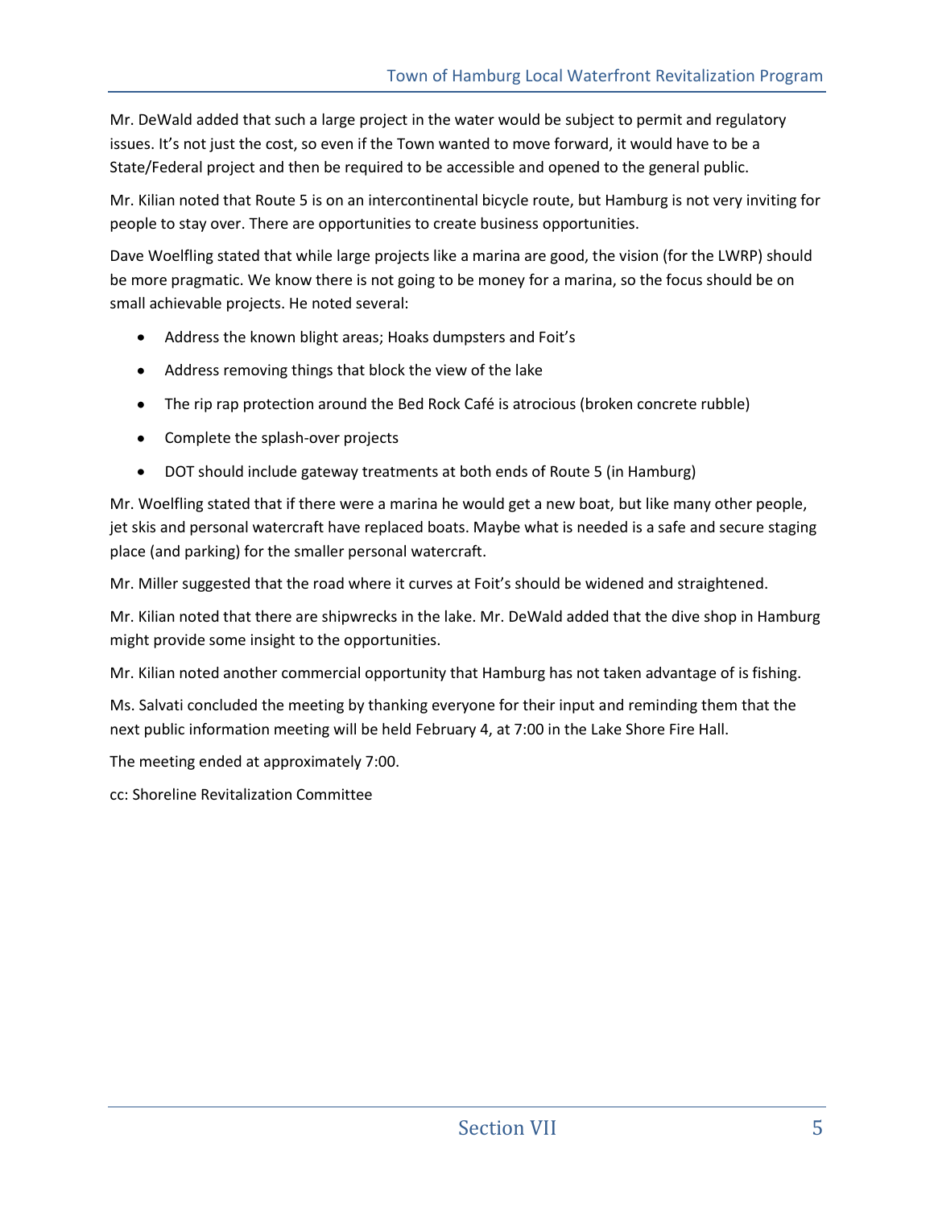Mr. DeWald added that such a large project in the water would be subject to permit and regulatory issues. It's not just the cost, so even if the Town wanted to move forward, it would have to be a State/Federal project and then be required to be accessible and opened to the general public.

Mr. Kilian noted that Route 5 is on an intercontinental bicycle route, but Hamburg is not very inviting for people to stay over. There are opportunities to create business opportunities.

Dave Woelfling stated that while large projects like a marina are good, the vision (for the LWRP) should be more pragmatic. We know there is not going to be money for a marina, so the focus should be on small achievable projects. He noted several:

- Address the known blight areas; Hoaks dumpsters and Foit's
- Address removing things that block the view of the lake
- The rip rap protection around the Bed Rock Café is atrocious (broken concrete rubble)
- Complete the splash-over projects
- DOT should include gateway treatments at both ends of Route 5 (in Hamburg)

Mr. Woelfling stated that if there were a marina he would get a new boat, but like many other people, jet skis and personal watercraft have replaced boats. Maybe what is needed is a safe and secure staging place (and parking) for the smaller personal watercraft.

Mr. Miller suggested that the road where it curves at Foit's should be widened and straightened.

Mr. Kilian noted that there are shipwrecks in the lake. Mr. DeWald added that the dive shop in Hamburg might provide some insight to the opportunities.

Mr. Kilian noted another commercial opportunity that Hamburg has not taken advantage of is fishing.

Ms. Salvati concluded the meeting by thanking everyone for their input and reminding them that the next public information meeting will be held February 4, at 7:00 in the Lake Shore Fire Hall.

The meeting ended at approximately 7:00.

cc: Shoreline Revitalization Committee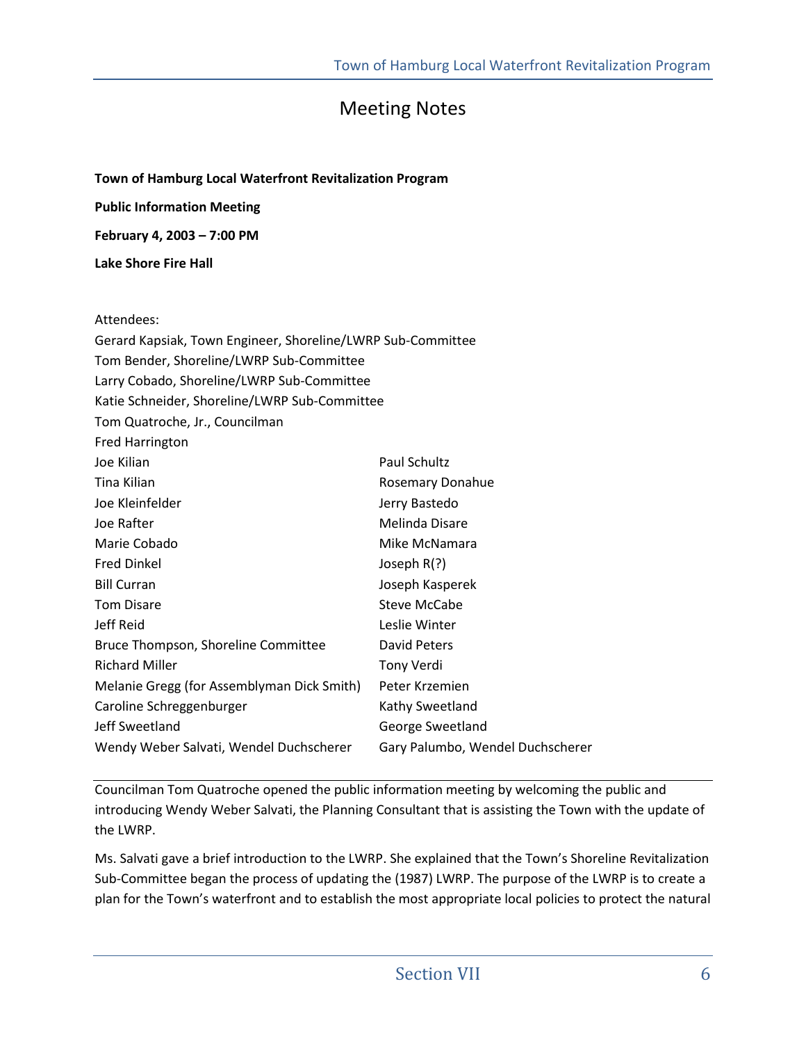# Meeting Notes

**Town of Hamburg Local Waterfront Revitalization Program**

**Public Information Meeting**

**February 4, 2003 – 7:00 PM**

**Lake Shore Fire Hall**

Attendees:

Gerard Kapsiak, Town Engineer, Shoreline/LWRP Sub-Committee
Tom Bender, Shoreline/LWRP Sub-Committee
Larry Cobado, Shoreline/LWRP Sub-Committee
Katie Schneider, Shoreline/LWRP Sub-Committee
Tom Quatroche, Jr., Councilman
Fred Harrington
Joe Kilian
Tina Kilian
Joe Kleinfelder
Joe Rafter
Marie Cobado
Fred Dinkel
Bill Curran
Tom Disare
Jeff Reid
Bruce Thompson, Shoreline Committee
Richard Miller
Melanie Gregg (for Assemblyman Dick Smith)
Caroline Schreggenburger
Jeff Sweetland
Wendy Weber Salvati, Wendel Duchscherer
Paul Schultz
Rosemary Donahue
Jerry Bastedo
Melinda Disare
Mike McNamara
Joseph R(?)
Joseph Kasperek
Steve McCabe
Leslie Winter
David Peters
Tony Verdi
Peter Krzemien
Kathy Sweetland
George Sweetland
Gary Palumbo, Wendel Duchscherer

---

Councilman Tom Quatroche opened the public information meeting by welcoming the public and introducing Wendy Weber Salvati, the Planning Consultant that is assisting the Town with the update of the LWRP.

Ms. Salvati gave a brief introduction to the LWRP. She explained that the Town's Shoreline Revitalization Sub-Committee began the process of updating the (1987) LWRP. The purpose of the LWRP is to create a plan for the Town's waterfront and to establish the most appropriate local policies to protect the natural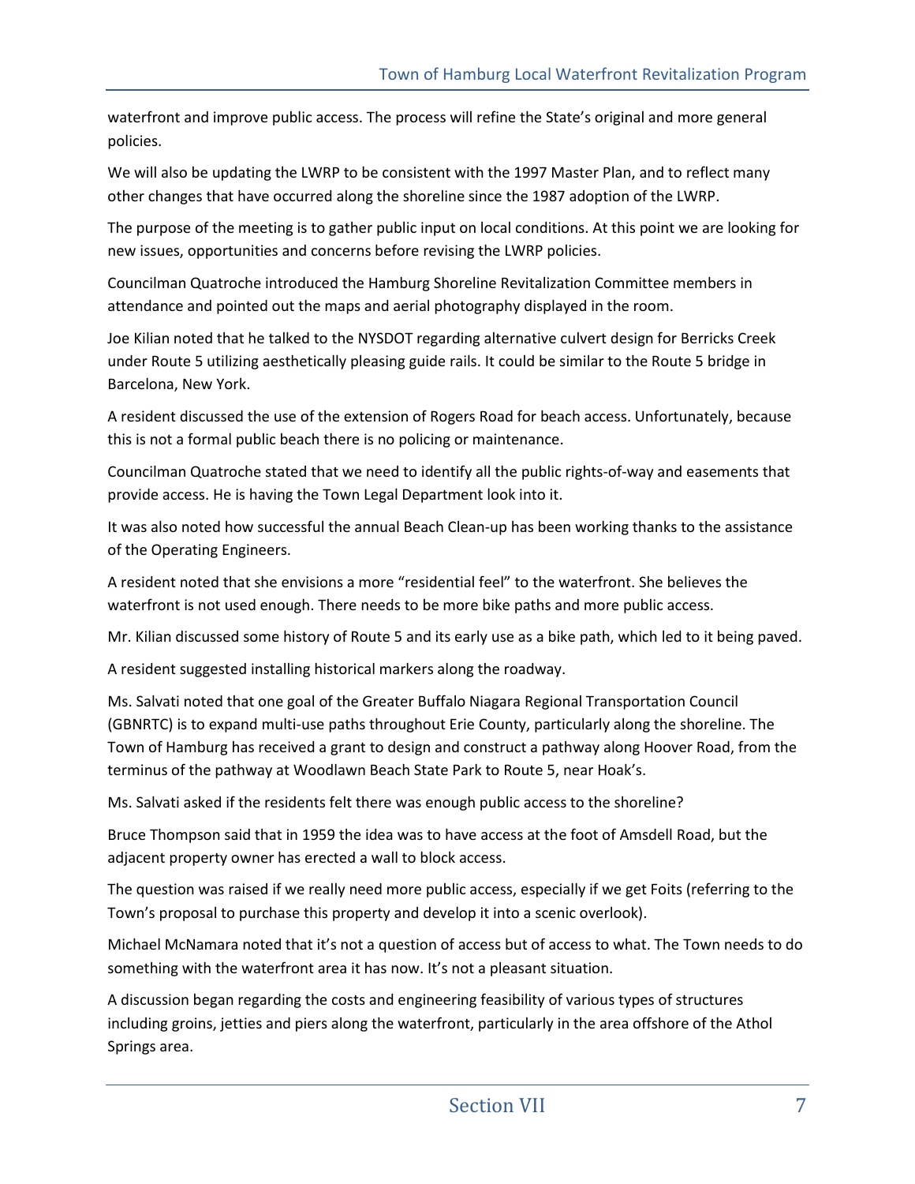waterfront and improve public access. The process will refine the State's original and more general policies.

We will also be updating the LWRP to be consistent with the 1997 Master Plan, and to reflect many other changes that have occurred along the shoreline since the 1987 adoption of the LWRP.

The purpose of the meeting is to gather public input on local conditions. At this point we are looking for new issues, opportunities and concerns before revising the LWRP policies.

Councilman Quatroche introduced the Hamburg Shoreline Revitalization Committee members in attendance and pointed out the maps and aerial photography displayed in the room.

Joe Kilian noted that he talked to the NYSDOT regarding alternative culvert design for Berricks Creek under Route 5 utilizing aesthetically pleasing guide rails. It could be similar to the Route 5 bridge in Barcelona, New York.

A resident discussed the use of the extension of Rogers Road for beach access. Unfortunately, because this is not a formal public beach there is no policing or maintenance.

Councilman Quatroche stated that we need to identify all the public rights-of-way and easements that provide access. He is having the Town Legal Department look into it.

It was also noted how successful the annual Beach Clean-up has been working thanks to the assistance of the Operating Engineers.

A resident noted that she envisions a more "residential feel" to the waterfront. She believes the waterfront is not used enough. There needs to be more bike paths and more public access.

Mr. Kilian discussed some history of Route 5 and its early use as a bike path, which led to it being paved.

A resident suggested installing historical markers along the roadway.

Ms. Salvati noted that one goal of the Greater Buffalo Niagara Regional Transportation Council (GBNRTC) is to expand multi-use paths throughout Erie County, particularly along the shoreline. The Town of Hamburg has received a grant to design and construct a pathway along Hoover Road, from the terminus of the pathway at Woodlawn Beach State Park to Route 5, near Hoak's.

Ms. Salvati asked if the residents felt there was enough public access to the shoreline?

Bruce Thompson said that in 1959 the idea was to have access at the foot of Amsdell Road, but the adjacent property owner has erected a wall to block access.

The question was raised if we really need more public access, especially if we get Foits (referring to the Town's proposal to purchase this property and develop it into a scenic overlook).

Michael McNamara noted that it's not a question of access but of access to what. The Town needs to do something with the waterfront area it has now. It's not a pleasant situation.

A discussion began regarding the costs and engineering feasibility of various types of structures including groins, jetties and piers along the waterfront, particularly in the area offshore of the Athol Springs area.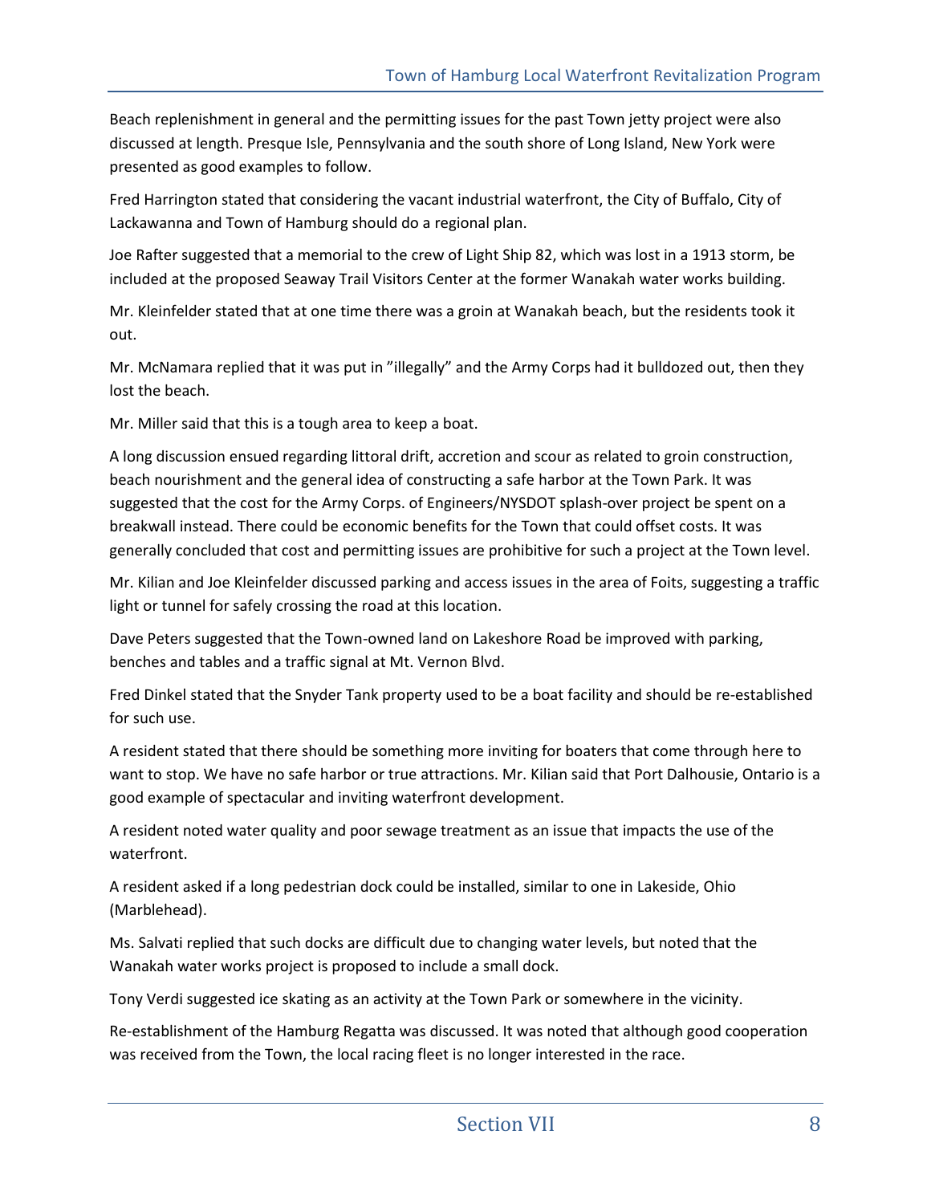Beach replenishment in general and the permitting issues for the past Town jetty project were also discussed at length. Presque Isle, Pennsylvania and the south shore of Long Island, New York were presented as good examples to follow.

Fred Harrington stated that considering the vacant industrial waterfront, the City of Buffalo, City of Lackawanna and Town of Hamburg should do a regional plan.

Joe Rafter suggested that a memorial to the crew of Light Ship 82, which was lost in a 1913 storm, be included at the proposed Seaway Trail Visitors Center at the former Wanakah water works building.

Mr. Kleinfelder stated that at one time there was a groin at Wanakah beach, but the residents took it out.

Mr. McNamara replied that it was put in "illegally" and the Army Corps had it bulldozed out, then they lost the beach.

Mr. Miller said that this is a tough area to keep a boat.

A long discussion ensued regarding littoral drift, accretion and scour as related to groin construction, beach nourishment and the general idea of constructing a safe harbor at the Town Park. It was suggested that the cost for the Army Corps. of Engineers/NYSDOT splash-over project be spent on a breakwall instead. There could be economic benefits for the Town that could offset costs. It was generally concluded that cost and permitting issues are prohibitive for such a project at the Town level.

Mr. Kilian and Joe Kleinfelder discussed parking and access issues in the area of Foits, suggesting a traffic light or tunnel for safely crossing the road at this location.

Dave Peters suggested that the Town-owned land on Lakeshore Road be improved with parking, benches and tables and a traffic signal at Mt. Vernon Blvd.

Fred Dinkel stated that the Snyder Tank property used to be a boat facility and should be re-established for such use.

A resident stated that there should be something more inviting for boaters that come through here to want to stop. We have no safe harbor or true attractions. Mr. Kilian said that Port Dalhousie, Ontario is a good example of spectacular and inviting waterfront development.

A resident noted water quality and poor sewage treatment as an issue that impacts the use of the waterfront.

A resident asked if a long pedestrian dock could be installed, similar to one in Lakeside, Ohio (Marblehead).

Ms. Salvati replied that such docks are difficult due to changing water levels, but noted that the Wanakah water works project is proposed to include a small dock.

Tony Verdi suggested ice skating as an activity at the Town Park or somewhere in the vicinity.

Re-establishment of the Hamburg Regatta was discussed. It was noted that although good cooperation was received from the Town, the local racing fleet is no longer interested in the race.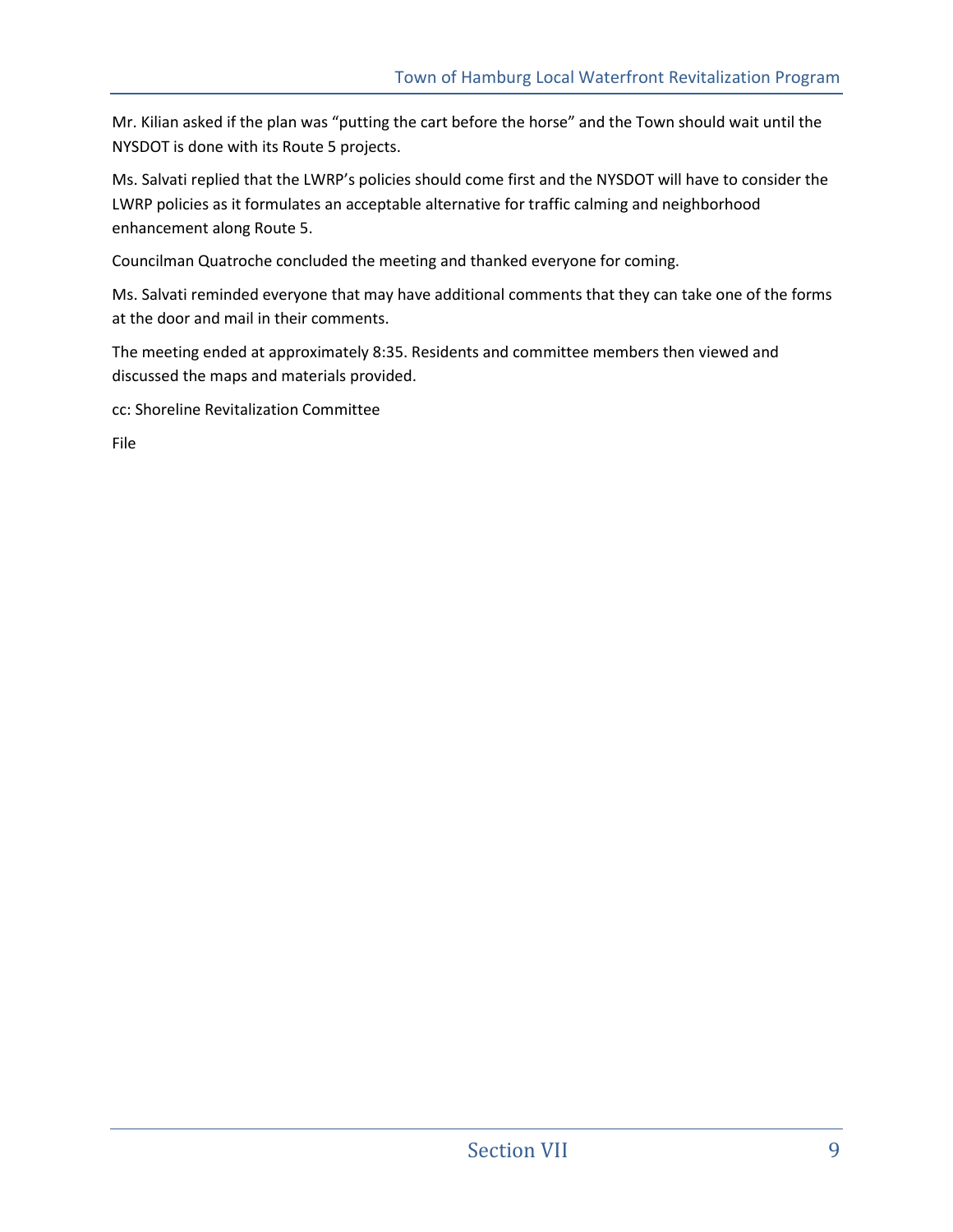Mr. Kilian asked if the plan was "putting the cart before the horse" and the Town should wait until the NYSDOT is done with its Route 5 projects.

Ms. Salvati replied that the LWRP's policies should come first and the NYSDOT will have to consider the LWRP policies as it formulates an acceptable alternative for traffic calming and neighborhood enhancement along Route 5.

Councilman Quatroche concluded the meeting and thanked everyone for coming.

Ms. Salvati reminded everyone that may have additional comments that they can take one of the forms at the door and mail in their comments.

The meeting ended at approximately 8:35. Residents and committee members then viewed and discussed the maps and materials provided.

cc: Shoreline Revitalization Committee

File